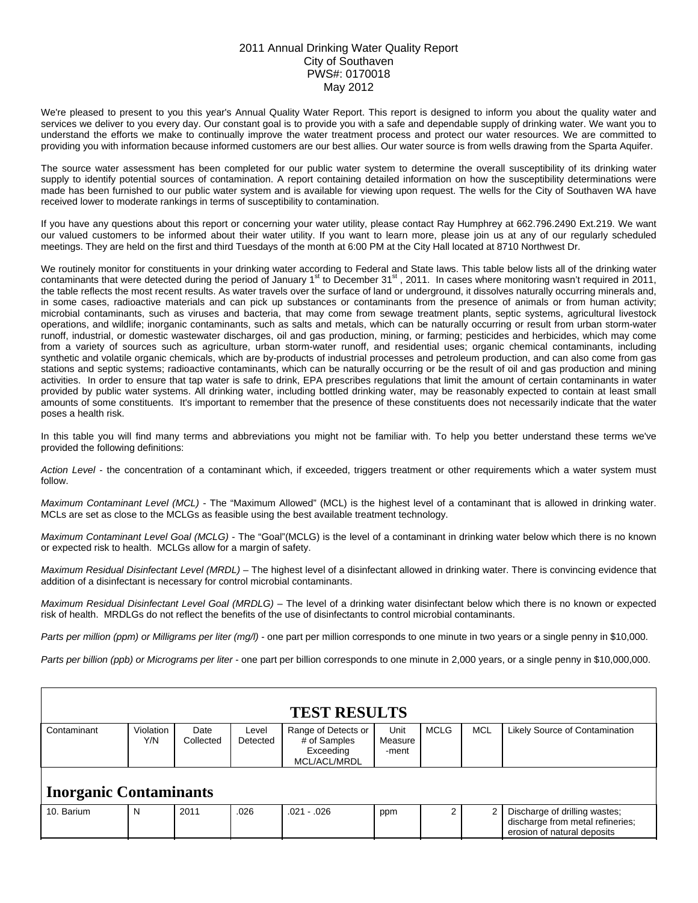# 2011 Annual Drinking Water Quality Report
## City of Southaven
## PWS#: 0170018
## May 2012

We're pleased to present to you this year's Annual Quality Water Report. This report is designed to inform you about the quality water and services we deliver to you every day. Our constant goal is to provide you with a safe and dependable supply of drinking water. We want you to understand the efforts we make to continually improve the water treatment process and protect our water resources. We are committed to providing you with information because informed customers are our best allies. Our water source is from wells drawing from the Sparta Aquifer.

The source water assessment has been completed for our public water system to determine the overall susceptibility of its drinking water supply to identify potential sources of contamination. A report containing detailed information on how the susceptibility determinations were made has been furnished to our public water system and is available for viewing upon request. The wells for the City of Southaven WA have received lower to moderate rankings in terms of susceptibility to contamination.

If you have any questions about this report or concerning your water utility, please contact Ray Humphrey at 662.796.2490 Ext.219. We want our valued customers to be informed about their water utility. If you want to learn more, please join us at any of our regularly scheduled meetings. They are held on the first and third Tuesdays of the month at 6:00 PM at the City Hall located at 8710 Northwest Dr.

We routinely monitor for constituents in your drinking water according to Federal and State laws. This table below lists all of the drinking water contaminants that were detected during the period of January 1st to December 31st , 2011. In cases where monitoring wasn't required in 2011, the table reflects the most recent results. As water travels over the surface of land or underground, it dissolves naturally occurring minerals and, in some cases, radioactive materials and can pick up substances or contaminants from the presence of animals or from human activity; microbial contaminants, such as viruses and bacteria, that may come from sewage treatment plants, septic systems, agricultural livestock operations, and wildlife; inorganic contaminants, such as salts and metals, which can be naturally occurring or result from urban storm-water runoff, industrial, or domestic wastewater discharges, oil and gas production, mining, or farming; pesticides and herbicides, which may come from a variety of sources such as agriculture, urban storm-water runoff, and residential uses; organic chemical contaminants, including synthetic and volatile organic chemicals, which are by-products of industrial processes and petroleum production, and can also come from gas stations and septic systems; radioactive contaminants, which can be naturally occurring or be the result of oil and gas production and mining activities. In order to ensure that tap water is safe to drink, EPA prescribes regulations that limit the amount of certain contaminants in water provided by public water systems. All drinking water, including bottled drinking water, may be reasonably expected to contain at least small amounts of some constituents. It's important to remember that the presence of these constituents does not necessarily indicate that the water poses a health risk.

In this table you will find many terms and abbreviations you might not be familiar with. To help you better understand these terms we've provided the following definitions:

*Action Level* - the concentration of a contaminant which, if exceeded, triggers treatment or other requirements which a water system must follow.

*Maximum Contaminant Level (MCL)* - The "Maximum Allowed" (MCL) is the highest level of a contaminant that is allowed in drinking water. MCLs are set as close to the MCLGs as feasible using the best available treatment technology.

*Maximum Contaminant Level Goal (MCLG)* - The "Goal"(MCLG) is the level of a contaminant in drinking water below which there is no known or expected risk to health. MCLGs allow for a margin of safety.

*Maximum Residual Disinfectant Level (MRDL)* – The highest level of a disinfectant allowed in drinking water. There is convincing evidence that addition of a disinfectant is necessary for control microbial contaminants.

*Maximum Residual Disinfectant Level Goal (MRDLG)* – The level of a drinking water disinfectant below which there is no known or expected risk of health. MRDLGs do not reflect the benefits of the use of disinfectants to control microbial contaminants.

*Parts per million (ppm) or Milligrams per liter (mg/l)* - one part per million corresponds to one minute in two years or a single penny in $10,000.

*Parts per billion (ppb) or Micrograms per liter* - one part per billion corresponds to one minute in 2,000 years, or a single penny in $10,000,000.

**TEST RESULTS**

| Contaminant | Violation Y/N | Date Collected | Level Detected | Range of Detects or # of Samples Exceeding MCL/ACL/MRDL | Unit Measure -ment | MCLG | MCL | Likely Source of Contamination |
|---|---|---|---|---|---|---|---|---|
| **Inorganic Contaminants** | | | | | | | | |
| 10. Barium | N | 2011 | .026 | .021 - .026 | ppm | 2 | 2 | Discharge of drilling wastes; discharge from metal refineries; erosion of natural deposits |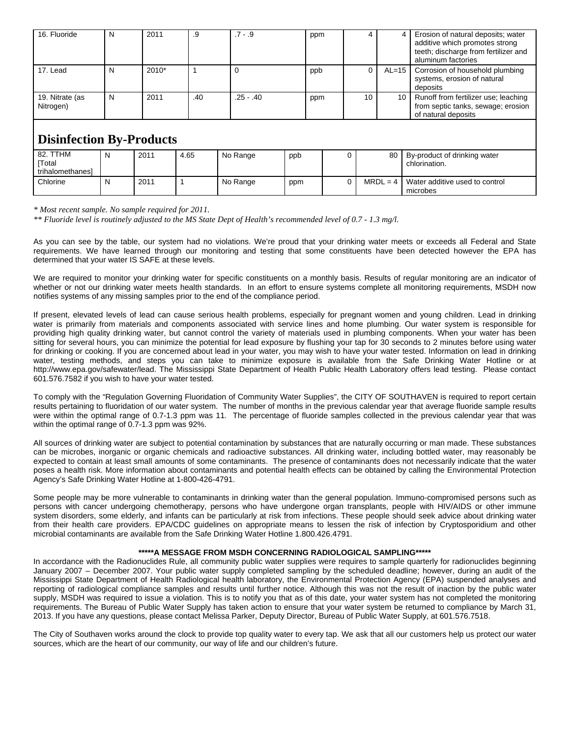| | | | | | | | | |
|---|---|---|---|---|---|---|---|---|
| 16. Fluoride | N | 2011 | .9 | .7 - .9 | ppm | 4 | 4 | Erosion of natural deposits; water additive which promotes strong teeth; discharge from fertilizer and aluminum factories |
| 17. Lead | N | 2010* | 1 | 0 | ppb | 0 | AL=15 | Corrosion of household plumbing systems, erosion of natural deposits |
| 19. Nitrate (as Nitrogen) | N | 2011 | .40 | .25 - .40 | ppm | 10 | 10 | Runoff from fertilizer use; leaching from septic tanks, sewage; erosion of natural deposits |

## Disinfection By-Products

| | | | | | | | | |
|---|---|---|---|---|---|---|---|---|
| 82. TTHM [Total trihalomethanes] | N | 2011 | 4.65 | No Range | ppb | 0 | 80 | By-product of drinking water chlorination. |
| Chlorine | N | 2011 | 1 | No Range | ppm | 0 | MRDL = 4 | Water additive used to control microbes |

*\* Most recent sample. No sample required for 2011.*

*\*\* Fluoride level is routinely adjusted to the MS State Dept of Health's recommended level of 0.7 - 1.3 mg/l.*

As you can see by the table, our system had no violations. We're proud that your drinking water meets or exceeds all Federal and State requirements. We have learned through our monitoring and testing that some constituents have been detected however the EPA has determined that your water IS SAFE at these levels.

We are required to monitor your drinking water for specific constituents on a monthly basis. Results of regular monitoring are an indicator of whether or not our drinking water meets health standards. In an effort to ensure systems complete all monitoring requirements, MSDH now notifies systems of any missing samples prior to the end of the compliance period.

If present, elevated levels of lead can cause serious health problems, especially for pregnant women and young children. Lead in drinking water is primarily from materials and components associated with service lines and home plumbing. Our water system is responsible for providing high quality drinking water, but cannot control the variety of materials used in plumbing components. When your water has been sitting for several hours, you can minimize the potential for lead exposure by flushing your tap for 30 seconds to 2 minutes before using water for drinking or cooking. If you are concerned about lead in your water, you may wish to have your water tested. Information on lead in drinking water, testing methods, and steps you can take to minimize exposure is available from the Safe Drinking Water Hotline or at http://www.epa.gov/safewater/lead. The Mississippi State Department of Health Public Health Laboratory offers lead testing. Please contact 601.576.7582 if you wish to have your water tested.

To comply with the "Regulation Governing Fluoridation of Community Water Supplies", the CITY OF SOUTHAVEN is required to report certain results pertaining to fluoridation of our water system. The number of months in the previous calendar year that average fluoride sample results were within the optimal range of 0.7-1.3 ppm was 11. The percentage of fluoride samples collected in the previous calendar year that was within the optimal range of 0.7-1.3 ppm was 92%.

All sources of drinking water are subject to potential contamination by substances that are naturally occurring or man made. These substances can be microbes, inorganic or organic chemicals and radioactive substances. All drinking water, including bottled water, may reasonably be expected to contain at least small amounts of some contaminants. The presence of contaminants does not necessarily indicate that the water poses a health risk. More information about contaminants and potential health effects can be obtained by calling the Environmental Protection Agency's Safe Drinking Water Hotline at 1-800-426-4791.

Some people may be more vulnerable to contaminants in drinking water than the general population. Immuno-compromised persons such as persons with cancer undergoing chemotherapy, persons who have undergone organ transplants, people with HIV/AIDS or other immune system disorders, some elderly, and infants can be particularly at risk from infections. These people should seek advice about drinking water from their health care providers. EPA/CDC guidelines on appropriate means to lessen the risk of infection by Cryptosporidium and other microbial contaminants are available from the Safe Drinking Water Hotline 1.800.426.4791.

**\*\*\*\*\*A MESSAGE FROM MSDH CONCERNING RADIOLOGICAL SAMPLING\*\*\*\*\***

In accordance with the Radionuclides Rule, all community public water supplies were requires to sample quarterly for radionuclides beginning January 2007 – December 2007. Your public water supply completed sampling by the scheduled deadline; however, during an audit of the Mississippi State Department of Health Radiological health laboratory, the Environmental Protection Agency (EPA) suspended analyses and reporting of radiological compliance samples and results until further notice. Although this was not the result of inaction by the public water supply, MSDH was required to issue a violation. This is to notify you that as of this date, your water system has not completed the monitoring requirements. The Bureau of Public Water Supply has taken action to ensure that your water system be returned to compliance by March 31, 2013. If you have any questions, please contact Melissa Parker, Deputy Director, Bureau of Public Water Supply, at 601.576.7518.

The City of Southaven works around the clock to provide top quality water to every tap. We ask that all our customers help us protect our water sources, which are the heart of our community, our way of life and our children's future.